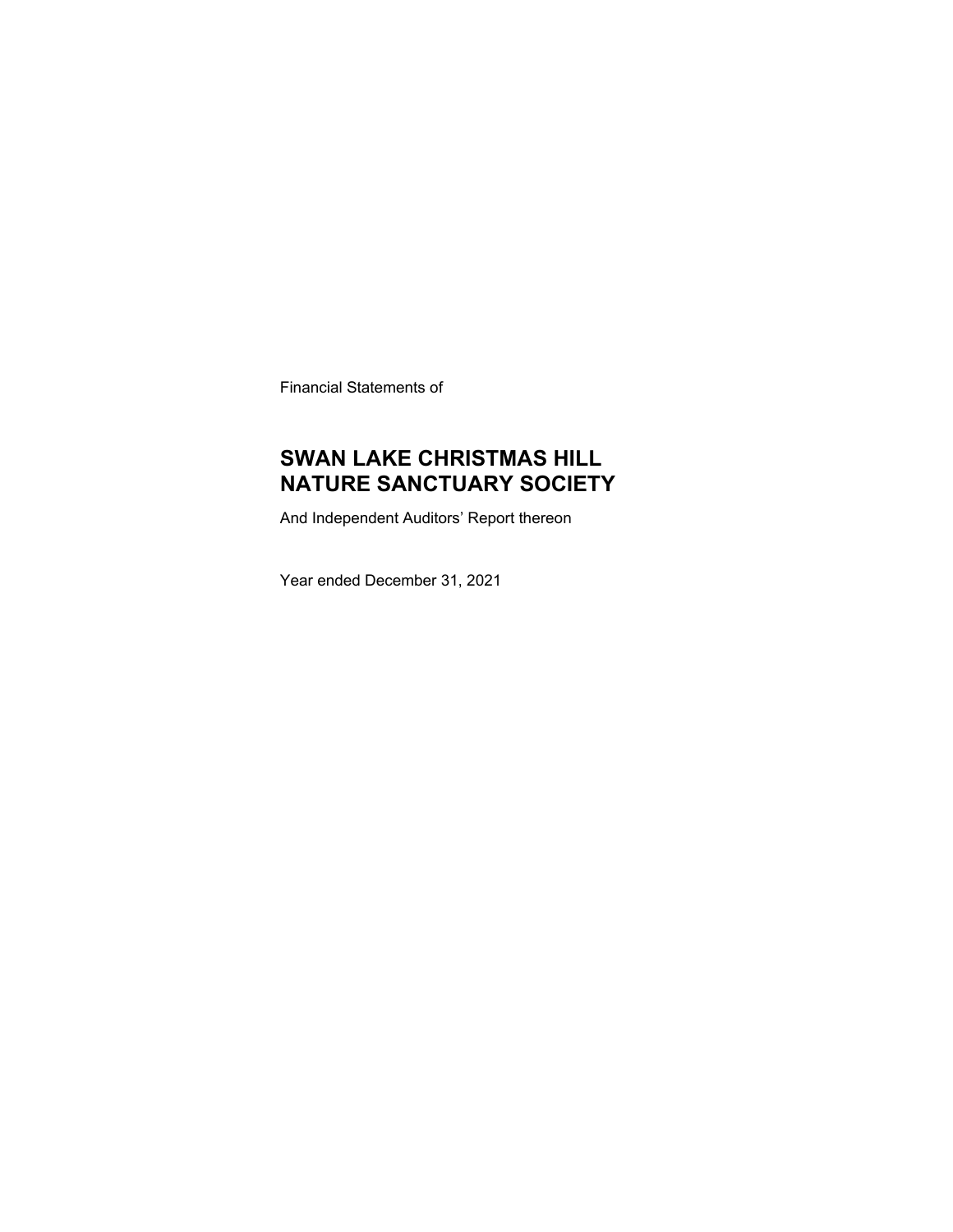Financial Statements of

# SWAN LAKE CHRISTMAS HILL NATURE SANCTUARY SOCIETY

And Independent Auditors' Report thereon

Year ended December 31, 2021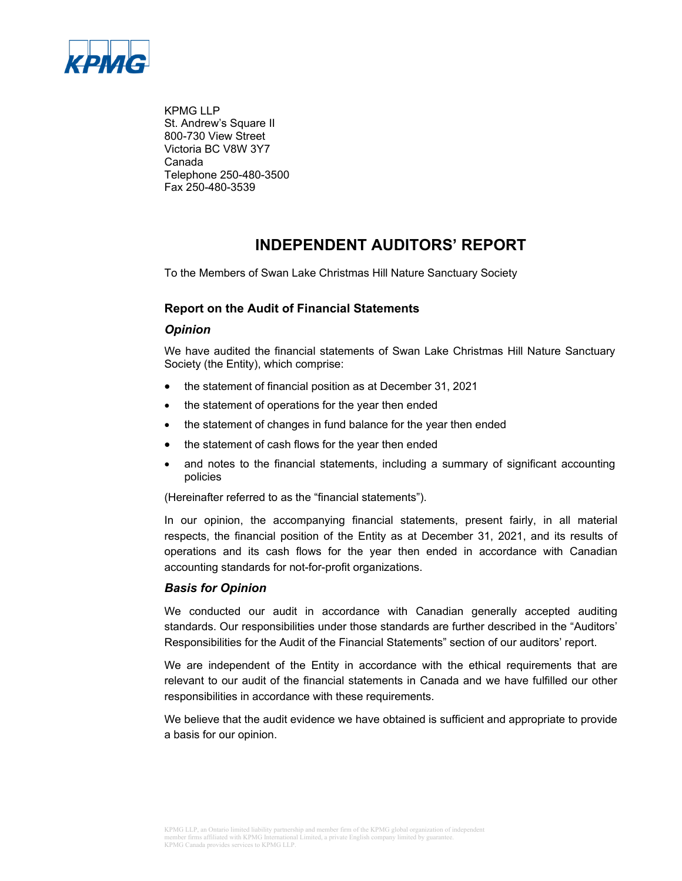KPMG LLP
St. Andrew's Square II
800-730 View Street
Victoria BC V8W 3Y7
Canada
Telephone 250-480-3500
Fax 250-480-3539

# INDEPENDENT AUDITORS' REPORT

To the Members of Swan Lake Christmas Hill Nature Sanctuary Society

## Report on the Audit of Financial Statements

### *Opinion*

We have audited the financial statements of Swan Lake Christmas Hill Nature Sanctuary Society (the Entity), which comprise:

- the statement of financial position as at December 31, 2021
- the statement of operations for the year then ended
- the statement of changes in fund balance for the year then ended
- the statement of cash flows for the year then ended
- and notes to the financial statements, including a summary of significant accounting policies

(Hereinafter referred to as the "financial statements").

In our opinion, the accompanying financial statements, present fairly, in all material respects, the financial position of the Entity as at December 31, 2021, and its results of operations and its cash flows for the year then ended in accordance with Canadian accounting standards for not-for-profit organizations.

### *Basis for Opinion*

We conducted our audit in accordance with Canadian generally accepted auditing standards. Our responsibilities under those standards are further described in the "Auditors' Responsibilities for the Audit of the Financial Statements" section of our auditors' report.

We are independent of the Entity in accordance with the ethical requirements that are relevant to our audit of the financial statements in Canada and we have fulfilled our other responsibilities in accordance with these requirements.

We believe that the audit evidence we have obtained is sufficient and appropriate to provide a basis for our opinion.

KPMG LLP, an Ontario limited liability partnership and member firm of the KPMG global organization of independent member firms affiliated with KPMG International Limited, a private English company limited by guarantee. KPMG Canada provides services to KPMG LLP.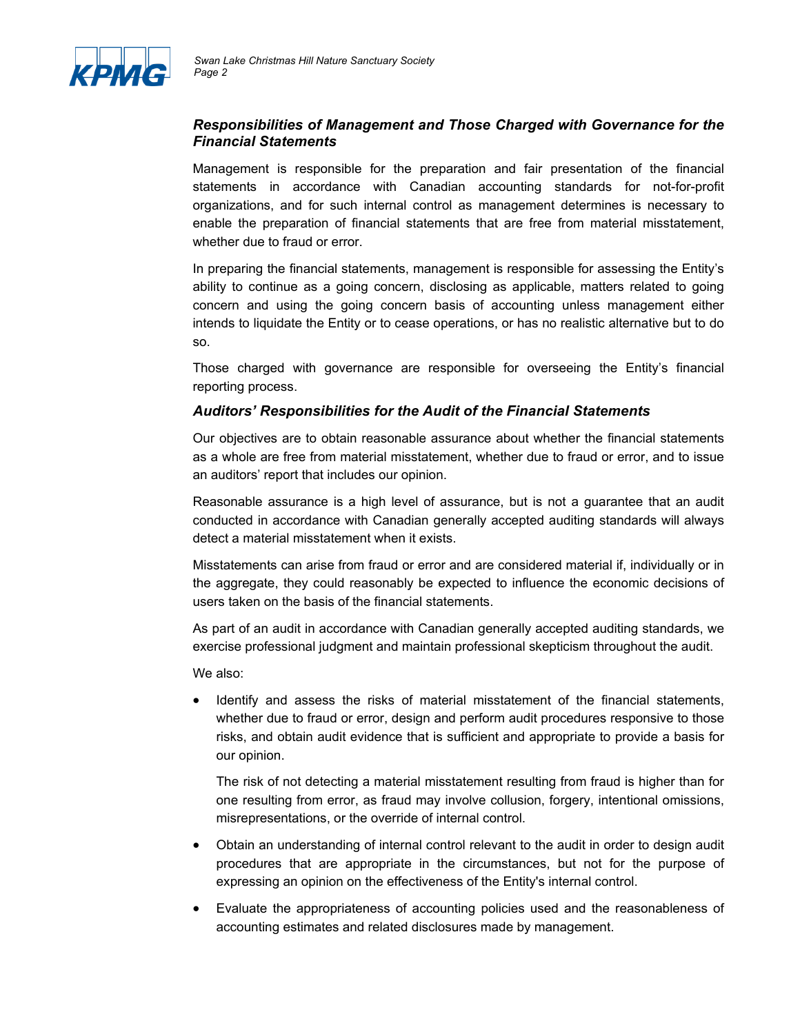### *Responsibilities of Management and Those Charged with Governance for the Financial Statements*

Management is responsible for the preparation and fair presentation of the financial statements in accordance with Canadian accounting standards for not-for-profit organizations, and for such internal control as management determines is necessary to enable the preparation of financial statements that are free from material misstatement, whether due to fraud or error.

In preparing the financial statements, management is responsible for assessing the Entity's ability to continue as a going concern, disclosing as applicable, matters related to going concern and using the going concern basis of accounting unless management either intends to liquidate the Entity or to cease operations, or has no realistic alternative but to do so.

Those charged with governance are responsible for overseeing the Entity's financial reporting process.

### *Auditors' Responsibilities for the Audit of the Financial Statements*

Our objectives are to obtain reasonable assurance about whether the financial statements as a whole are free from material misstatement, whether due to fraud or error, and to issue an auditors' report that includes our opinion.

Reasonable assurance is a high level of assurance, but is not a guarantee that an audit conducted in accordance with Canadian generally accepted auditing standards will always detect a material misstatement when it exists.

Misstatements can arise from fraud or error and are considered material if, individually or in the aggregate, they could reasonably be expected to influence the economic decisions of users taken on the basis of the financial statements.

As part of an audit in accordance with Canadian generally accepted auditing standards, we exercise professional judgment and maintain professional skepticism throughout the audit.

We also:

- Identify and assess the risks of material misstatement of the financial statements, whether due to fraud or error, design and perform audit procedures responsive to those risks, and obtain audit evidence that is sufficient and appropriate to provide a basis for our opinion.

  The risk of not detecting a material misstatement resulting from fraud is higher than for one resulting from error, as fraud may involve collusion, forgery, intentional omissions, misrepresentations, or the override of internal control.

- Obtain an understanding of internal control relevant to the audit in order to design audit procedures that are appropriate in the circumstances, but not for the purpose of expressing an opinion on the effectiveness of the Entity's internal control.

- Evaluate the appropriateness of accounting policies used and the reasonableness of accounting estimates and related disclosures made by management.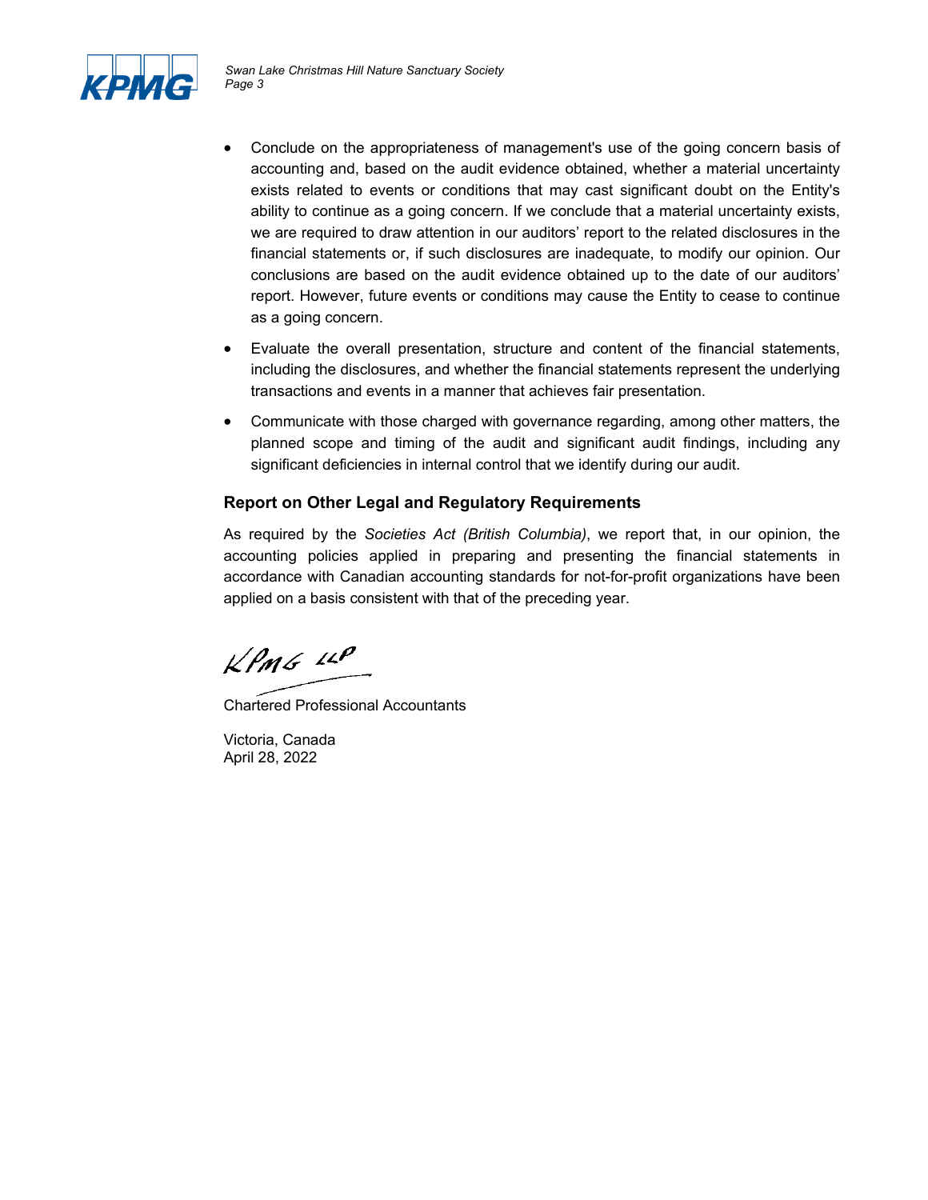- Conclude on the appropriateness of management's use of the going concern basis of accounting and, based on the audit evidence obtained, whether a material uncertainty exists related to events or conditions that may cast significant doubt on the Entity's ability to continue as a going concern. If we conclude that a material uncertainty exists, we are required to draw attention in our auditors' report to the related disclosures in the financial statements or, if such disclosures are inadequate, to modify our opinion. Our conclusions are based on the audit evidence obtained up to the date of our auditors' report. However, future events or conditions may cause the Entity to cease to continue as a going concern.
- Evaluate the overall presentation, structure and content of the financial statements, including the disclosures, and whether the financial statements represent the underlying transactions and events in a manner that achieves fair presentation.
- Communicate with those charged with governance regarding, among other matters, the planned scope and timing of the audit and significant audit findings, including any significant deficiencies in internal control that we identify during our audit.

## Report on Other Legal and Regulatory Requirements

As required by the *Societies Act (British Columbia)*, we report that, in our opinion, the accounting policies applied in preparing and presenting the financial statements in accordance with Canadian accounting standards for not-for-profit organizations have been applied on a basis consistent with that of the preceding year.

KPMG LLP

Chartered Professional Accountants

Victoria, Canada
April 28, 2022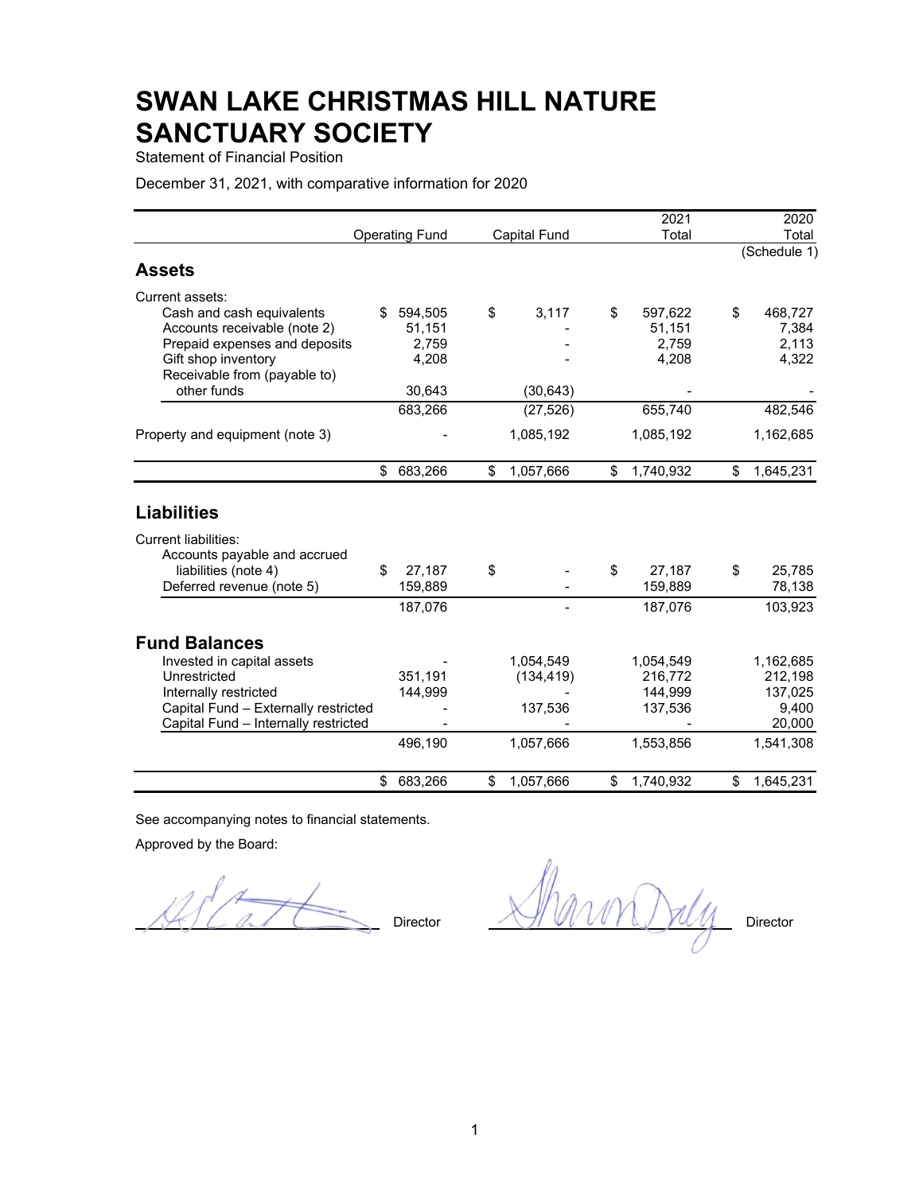# SWAN LAKE CHRISTMAS HILL NATURE SANCTUARY SOCIETY

Statement of Financial Position

December 31, 2021, with comparative information for 2020

| | Operating Fund | Capital Fund | 2021 Total | 2020 Total (Schedule 1) |
|---|---|---|---|---|
| **Assets** | | | | |
| Current assets: | | | | |
| Cash and cash equivalents | $ 594,505 | $ 3,117 | $ 597,622 | $ 468,727 |
| Accounts receivable (note 2) | 51,151 | - | 51,151 | 7,384 |
| Prepaid expenses and deposits | 2,759 | - | 2,759 | 2,113 |
| Gift shop inventory | 4,208 | - | 4,208 | 4,322 |
| Receivable from (payable to) other funds | 30,643 | (30,643) | - | - |
| | 683,266 | (27,526) | 655,740 | 482,546 |
| Property and equipment (note 3) | - | 1,085,192 | 1,085,192 | 1,162,685 |
| | $ 683,266 | $ 1,057,666 | $ 1,740,932 | $ 1,645,231 |
| **Liabilities** | | | | |
| Current liabilities: | | | | |
| Accounts payable and accrued liabilities (note 4) | $ 27,187 | $ - | $ 27,187 | $ 25,785 |
| Deferred revenue (note 5) | 159,889 | - | 159,889 | 78,138 |
| | 187,076 | - | 187,076 | 103,923 |
| **Fund Balances** | | | | |
| Invested in capital assets | - | 1,054,549 | 1,054,549 | 1,162,685 |
| Unrestricted | 351,191 | (134,419) | 216,772 | 212,198 |
| Internally restricted | 144,999 | - | 144,999 | 137,025 |
| Capital Fund – Externally restricted | - | 137,536 | 137,536 | 9,400 |
| Capital Fund – Internally restricted | - | - | - | 20,000 |
| | 496,190 | 1,057,666 | 1,553,856 | 1,541,308 |
| | $ 683,266 | $ 1,057,666 | $ 1,740,932 | $ 1,645,231 |

See accompanying notes to financial statements.

Approved by the Board:

_______________ Director     _______________ Director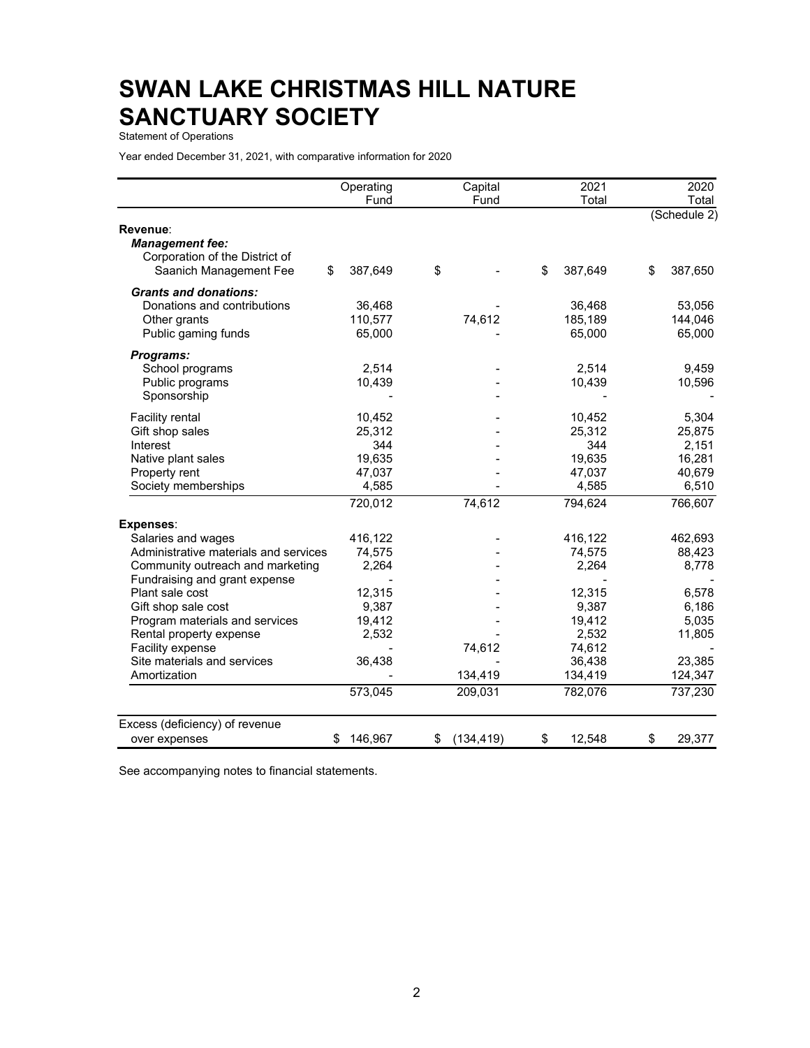# SWAN LAKE CHRISTMAS HILL NATURE SANCTUARY SOCIETY

Statement of Operations

Year ended December 31, 2021, with comparative information for 2020

| | Operating Fund | Capital Fund | 2021 Total | 2020 Total |
|---|---|---|---|---|
| | | | | (Schedule 2) |
| **Revenue**: | | | | |
| ***Management fee:*** | | | | |
| Corporation of the District of Saanich Management Fee | $ 387,649 | $ - | $ 387,649 | $ 387,650 |
| ***Grants and donations:*** | | | | |
| Donations and contributions | 36,468 | - | 36,468 | 53,056 |
| Other grants | 110,577 | 74,612 | 185,189 | 144,046 |
| Public gaming funds | 65,000 | - | 65,000 | 65,000 |
| ***Programs:*** | | | | |
| School programs | 2,514 | - | 2,514 | 9,459 |
| Public programs | 10,439 | - | 10,439 | 10,596 |
| Sponsorship | - | - | - | - |
| Facility rental | 10,452 | - | 10,452 | 5,304 |
| Gift shop sales | 25,312 | - | 25,312 | 25,875 |
| Interest | 344 | - | 344 | 2,151 |
| Native plant sales | 19,635 | - | 19,635 | 16,281 |
| Property rent | 47,037 | - | 47,037 | 40,679 |
| Society memberships | 4,585 | - | 4,585 | 6,510 |
| | 720,012 | 74,612 | 794,624 | 766,607 |
| **Expenses**: | | | | |
| Salaries and wages | 416,122 | - | 416,122 | 462,693 |
| Administrative materials and services | 74,575 | - | 74,575 | 88,423 |
| Community outreach and marketing | 2,264 | - | 2,264 | 8,778 |
| Fundraising and grant expense | - | - | - | - |
| Plant sale cost | 12,315 | - | 12,315 | 6,578 |
| Gift shop sale cost | 9,387 | - | 9,387 | 6,186 |
| Program materials and services | 19,412 | - | 19,412 | 5,035 |
| Rental property expense | 2,532 | - | 2,532 | 11,805 |
| Facility expense | - | 74,612 | 74,612 | - |
| Site materials and services | 36,438 | - | 36,438 | 23,385 |
| Amortization | - | 134,419 | 134,419 | 124,347 |
| | 573,045 | 209,031 | 782,076 | 737,230 |
| Excess (deficiency) of revenue over expenses | $ 146,967 | $ (134,419) | $ 12,548 | $ 29,377 |

See accompanying notes to financial statements.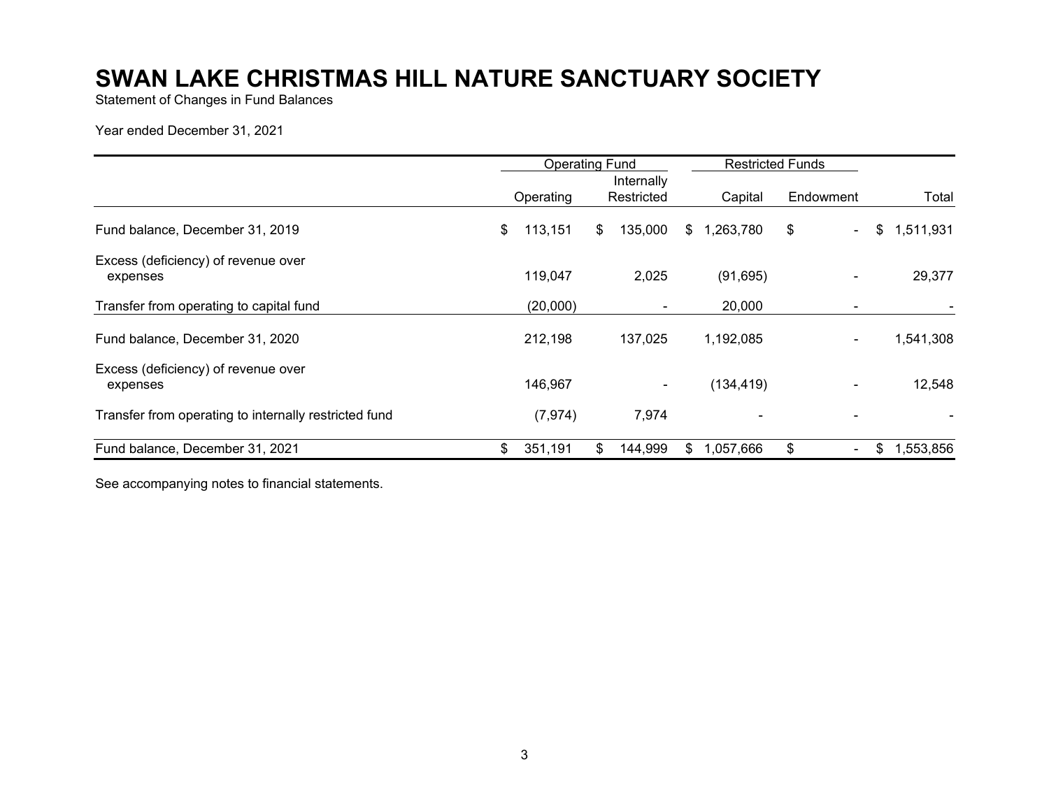# SWAN LAKE CHRISTMAS HILL NATURE SANCTUARY SOCIETY

Statement of Changes in Fund Balances

Year ended December 31, 2021

| | Operating Fund | | Restricted Funds | | |
|---|---|---|---|---|---|
| | Operating | Internally Restricted | Capital | Endowment | Total |
| Fund balance, December 31, 2019 | $ 113,151 | $ 135,000 | $ 1,263,780 | $ - | $ 1,511,931 |
| Excess (deficiency) of revenue over expenses | 119,047 | 2,025 | (91,695) | - | 29,377 |
| Transfer from operating to capital fund | (20,000) | - | 20,000 | - | - |
| Fund balance, December 31, 2020 | 212,198 | 137,025 | 1,192,085 | - | 1,541,308 |
| Excess (deficiency) of revenue over expenses | 146,967 | - | (134,419) | - | 12,548 |
| Transfer from operating to internally restricted fund | (7,974) | 7,974 | - | - | - |
| Fund balance, December 31, 2021 | $ 351,191 | $ 144,999 | $ 1,057,666 | $ - | $ 1,553,856 |

See accompanying notes to financial statements.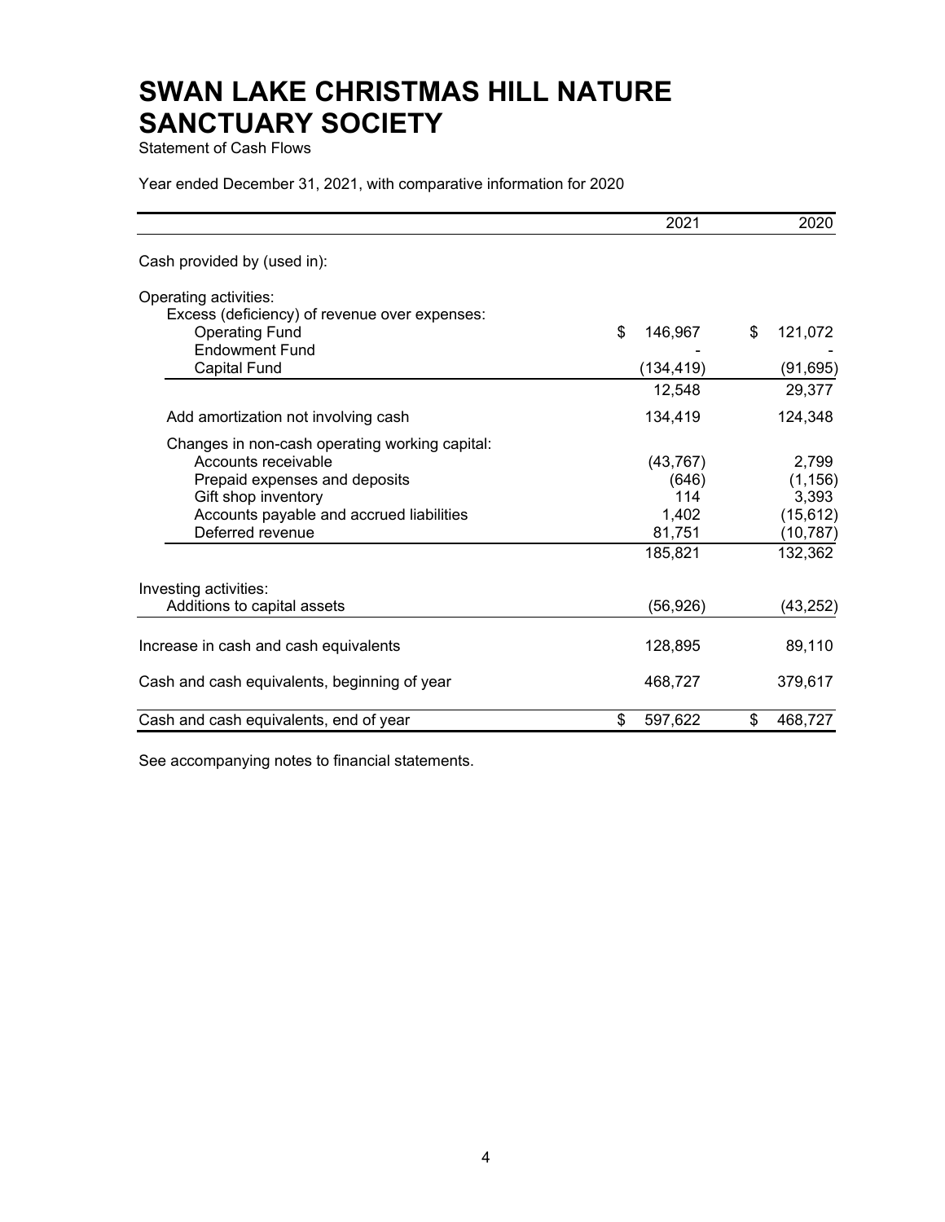# SWAN LAKE CHRISTMAS HILL NATURE SANCTUARY SOCIETY

Statement of Cash Flows

Year ended December 31, 2021, with comparative information for 2020

| | 2021 | 2020 |
|---|---|---|
| Cash provided by (used in): | | |
| Operating activities: | | |
| Excess (deficiency) of revenue over expenses: | | |
| Operating Fund | $ 146,967 | $ 121,072 |
| Endowment Fund | - | - |
| Capital Fund | (134,419) | (91,695) |
| | 12,548 | 29,377 |
| Add amortization not involving cash | 134,419 | 124,348 |
| Changes in non-cash operating working capital: | | |
| Accounts receivable | (43,767) | 2,799 |
| Prepaid expenses and deposits | (646) | (1,156) |
| Gift shop inventory | 114 | 3,393 |
| Accounts payable and accrued liabilities | 1,402 | (15,612) |
| Deferred revenue | 81,751 | (10,787) |
| | 185,821 | 132,362 |
| Investing activities: | | |
| Additions to capital assets | (56,926) | (43,252) |
| Increase in cash and cash equivalents | 128,895 | 89,110 |
| Cash and cash equivalents, beginning of year | 468,727 | 379,617 |
| Cash and cash equivalents, end of year | $ 597,622 | $ 468,727 |

See accompanying notes to financial statements.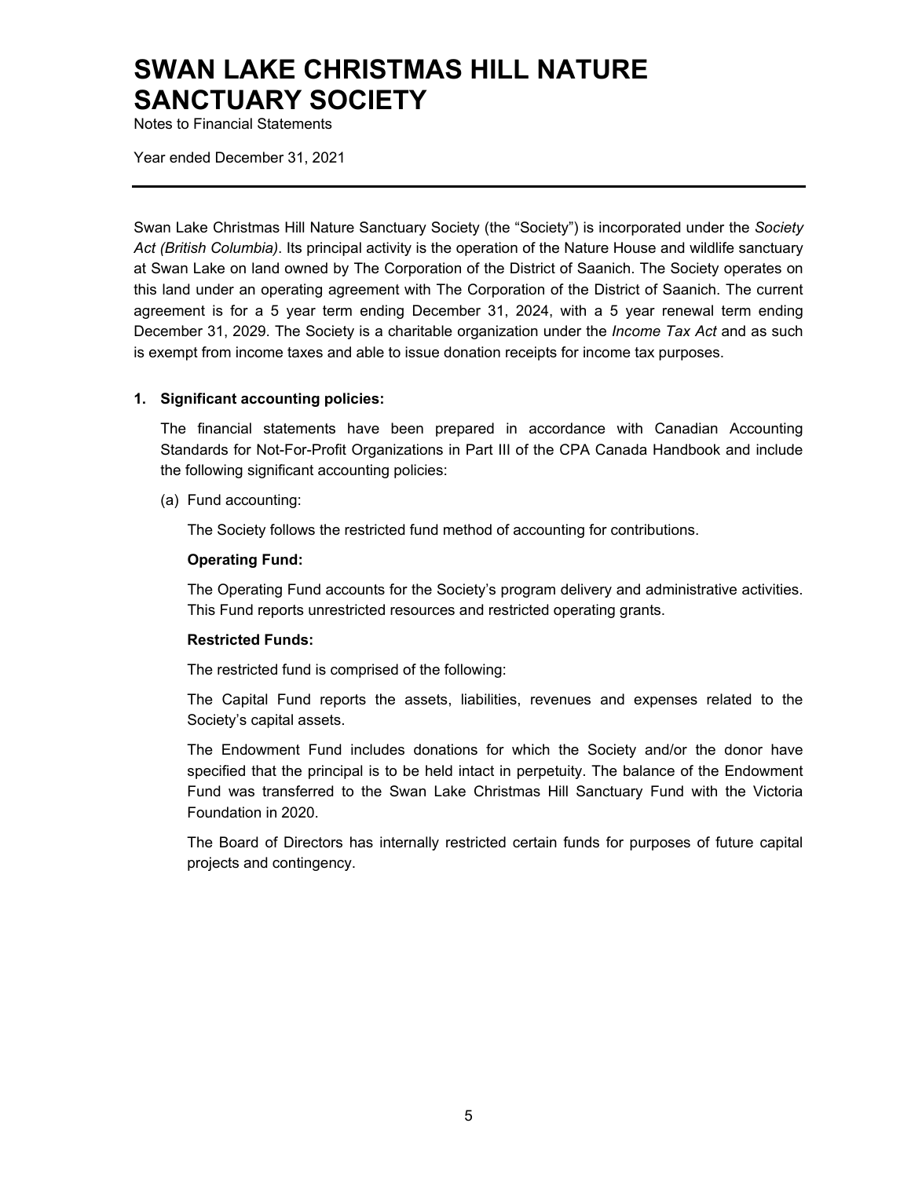# SWAN LAKE CHRISTMAS HILL NATURE SANCTUARY SOCIETY

Notes to Financial Statements

Year ended December 31, 2021

---

Swan Lake Christmas Hill Nature Sanctuary Society (the "Society") is incorporated under the *Society Act (British Columbia)*. Its principal activity is the operation of the Nature House and wildlife sanctuary at Swan Lake on land owned by The Corporation of the District of Saanich. The Society operates on this land under an operating agreement with The Corporation of the District of Saanich. The current agreement is for a 5 year term ending December 31, 2024, with a 5 year renewal term ending December 31, 2029. The Society is a charitable organization under the *Income Tax Act* and as such is exempt from income taxes and able to issue donation receipts for income tax purposes.

## 1. Significant accounting policies:

The financial statements have been prepared in accordance with Canadian Accounting Standards for Not-For-Profit Organizations in Part III of the CPA Canada Handbook and include the following significant accounting policies:

(a) Fund accounting:

The Society follows the restricted fund method of accounting for contributions.

**Operating Fund:**

The Operating Fund accounts for the Society's program delivery and administrative activities. This Fund reports unrestricted resources and restricted operating grants.

**Restricted Funds:**

The restricted fund is comprised of the following:

The Capital Fund reports the assets, liabilities, revenues and expenses related to the Society's capital assets.

The Endowment Fund includes donations for which the Society and/or the donor have specified that the principal is to be held intact in perpetuity. The balance of the Endowment Fund was transferred to the Swan Lake Christmas Hill Sanctuary Fund with the Victoria Foundation in 2020.

The Board of Directors has internally restricted certain funds for purposes of future capital projects and contingency.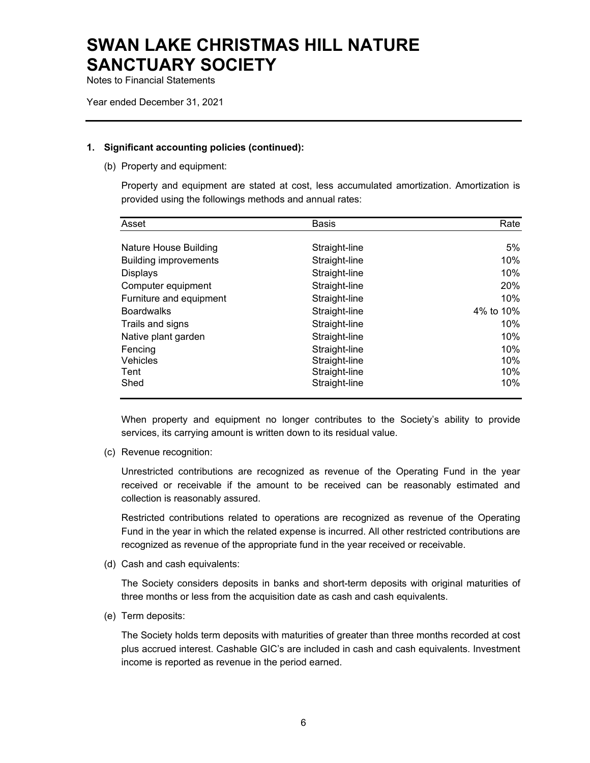# SWAN LAKE CHRISTMAS HILL NATURE SANCTUARY SOCIETY

Notes to Financial Statements

Year ended December 31, 2021

**1. Significant accounting policies (continued):**

(b) Property and equipment:

Property and equipment are stated at cost, less accumulated amortization. Amortization is provided using the followings methods and annual rates:

| Asset | Basis | Rate |
|---|---|---|
| Nature House Building | Straight-line | 5% |
| Building improvements | Straight-line | 10% |
| Displays | Straight-line | 10% |
| Computer equipment | Straight-line | 20% |
| Furniture and equipment | Straight-line | 10% |
| Boardwalks | Straight-line | 4% to 10% |
| Trails and signs | Straight-line | 10% |
| Native plant garden | Straight-line | 10% |
| Fencing | Straight-line | 10% |
| Vehicles | Straight-line | 10% |
| Tent | Straight-line | 10% |
| Shed | Straight-line | 10% |

When property and equipment no longer contributes to the Society's ability to provide services, its carrying amount is written down to its residual value.

(c) Revenue recognition:

Unrestricted contributions are recognized as revenue of the Operating Fund in the year received or receivable if the amount to be received can be reasonably estimated and collection is reasonably assured.

Restricted contributions related to operations are recognized as revenue of the Operating Fund in the year in which the related expense is incurred. All other restricted contributions are recognized as revenue of the appropriate fund in the year received or receivable.

(d) Cash and cash equivalents:

The Society considers deposits in banks and short-term deposits with original maturities of three months or less from the acquisition date as cash and cash equivalents.

(e) Term deposits:

The Society holds term deposits with maturities of greater than three months recorded at cost plus accrued interest. Cashable GIC's are included in cash and cash equivalents. Investment income is reported as revenue in the period earned.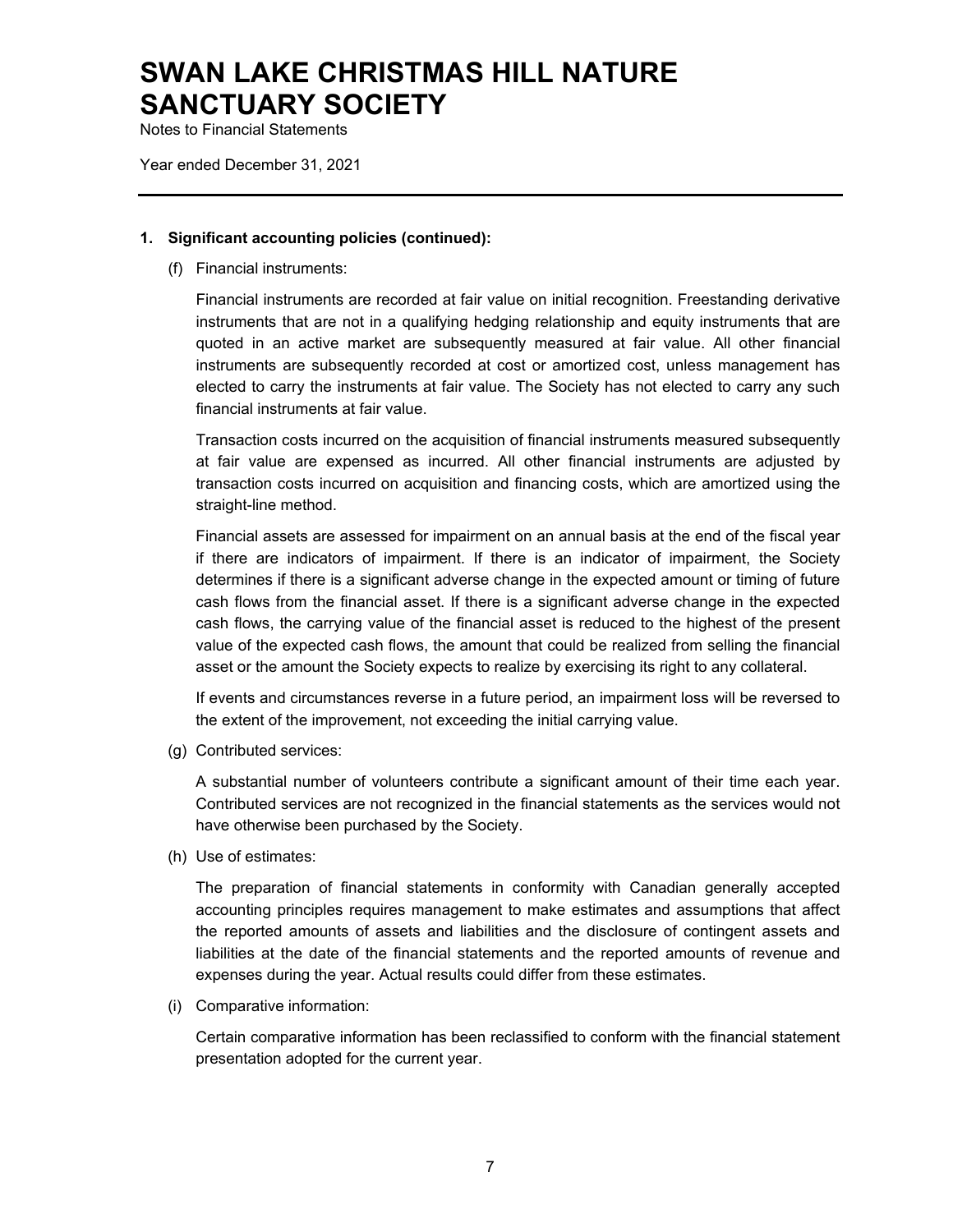# SWAN LAKE CHRISTMAS HILL NATURE SANCTUARY SOCIETY

Notes to Financial Statements

Year ended December 31, 2021

---

**1. Significant accounting policies (continued):**

(f) Financial instruments:

Financial instruments are recorded at fair value on initial recognition. Freestanding derivative instruments that are not in a qualifying hedging relationship and equity instruments that are quoted in an active market are subsequently measured at fair value. All other financial instruments are subsequently recorded at cost or amortized cost, unless management has elected to carry the instruments at fair value. The Society has not elected to carry any such financial instruments at fair value.

Transaction costs incurred on the acquisition of financial instruments measured subsequently at fair value are expensed as incurred. All other financial instruments are adjusted by transaction costs incurred on acquisition and financing costs, which are amortized using the straight-line method.

Financial assets are assessed for impairment on an annual basis at the end of the fiscal year if there are indicators of impairment. If there is an indicator of impairment, the Society determines if there is a significant adverse change in the expected amount or timing of future cash flows from the financial asset. If there is a significant adverse change in the expected cash flows, the carrying value of the financial asset is reduced to the highest of the present value of the expected cash flows, the amount that could be realized from selling the financial asset or the amount the Society expects to realize by exercising its right to any collateral.

If events and circumstances reverse in a future period, an impairment loss will be reversed to the extent of the improvement, not exceeding the initial carrying value.

(g) Contributed services:

A substantial number of volunteers contribute a significant amount of their time each year. Contributed services are not recognized in the financial statements as the services would not have otherwise been purchased by the Society.

(h) Use of estimates:

The preparation of financial statements in conformity with Canadian generally accepted accounting principles requires management to make estimates and assumptions that affect the reported amounts of assets and liabilities and the disclosure of contingent assets and liabilities at the date of the financial statements and the reported amounts of revenue and expenses during the year. Actual results could differ from these estimates.

(i) Comparative information:

Certain comparative information has been reclassified to conform with the financial statement presentation adopted for the current year.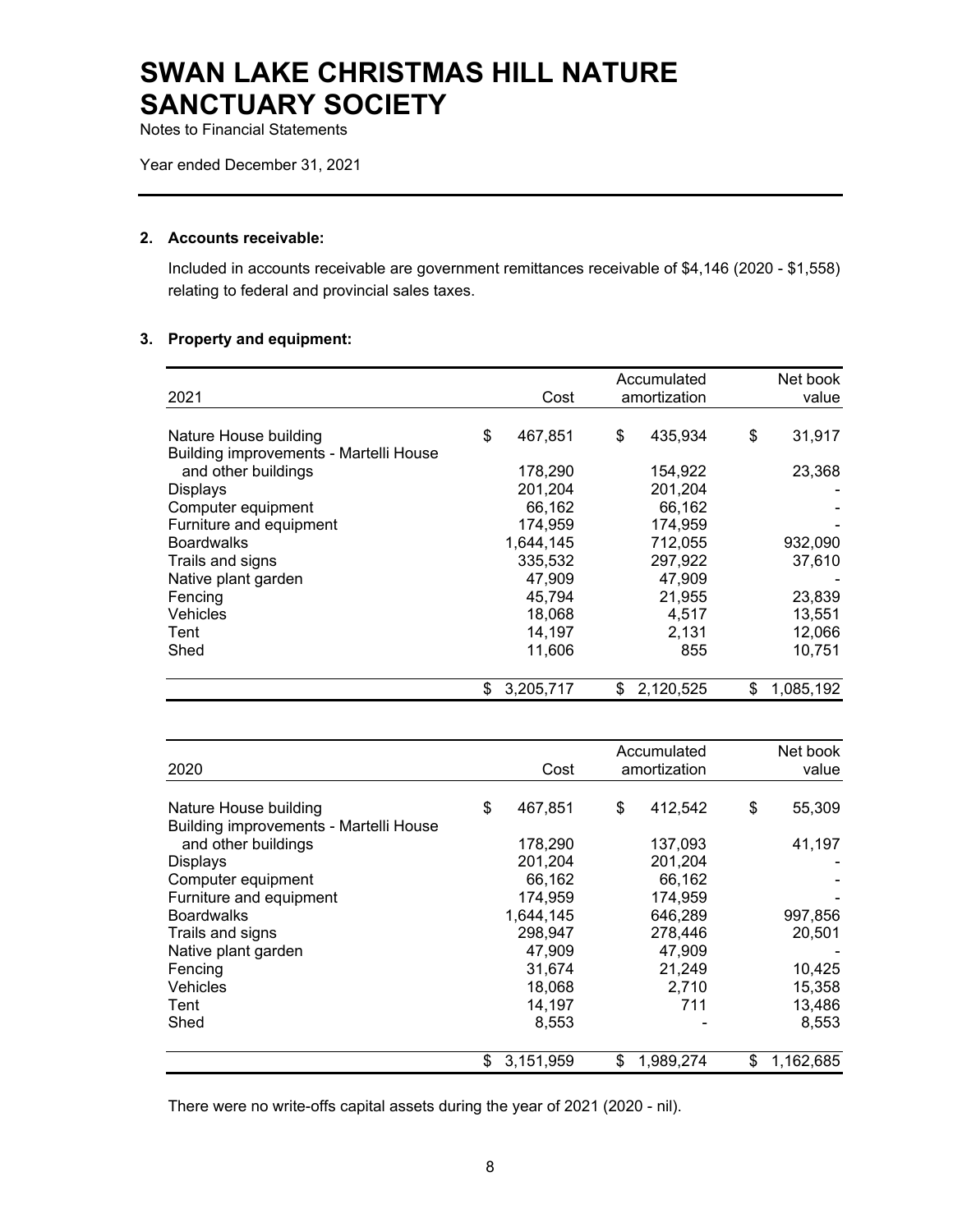# SWAN LAKE CHRISTMAS HILL NATURE SANCTUARY SOCIETY

Notes to Financial Statements

Year ended December 31, 2021

**2. Accounts receivable:**

Included in accounts receivable are government remittances receivable of $4,146 (2020 - $1,558) relating to federal and provincial sales taxes.

**3. Property and equipment:**

| 2021 | Cost | Accumulated amortization | Net book value |
|---|---|---|---|
| Nature House building | $ 467,851 | $ 435,934 | $ 31,917 |
| Building improvements - Martelli House and other buildings | 178,290 | 154,922 | 23,368 |
| Displays | 201,204 | 201,204 | - |
| Computer equipment | 66,162 | 66,162 | - |
| Furniture and equipment | 174,959 | 174,959 | - |
| Boardwalks | 1,644,145 | 712,055 | 932,090 |
| Trails and signs | 335,532 | 297,922 | 37,610 |
| Native plant garden | 47,909 | 47,909 | - |
| Fencing | 45,794 | 21,955 | 23,839 |
| Vehicles | 18,068 | 4,517 | 13,551 |
| Tent | 14,197 | 2,131 | 12,066 |
| Shed | 11,606 | 855 | 10,751 |
| | $ 3,205,717 | $ 2,120,525 | $ 1,085,192 |

| 2020 | Cost | Accumulated amortization | Net book value |
|---|---|---|---|
| Nature House building | $ 467,851 | $ 412,542 | $ 55,309 |
| Building improvements - Martelli House and other buildings | 178,290 | 137,093 | 41,197 |
| Displays | 201,204 | 201,204 | - |
| Computer equipment | 66,162 | 66,162 | - |
| Furniture and equipment | 174,959 | 174,959 | - |
| Boardwalks | 1,644,145 | 646,289 | 997,856 |
| Trails and signs | 298,947 | 278,446 | 20,501 |
| Native plant garden | 47,909 | 47,909 | - |
| Fencing | 31,674 | 21,249 | 10,425 |
| Vehicles | 18,068 | 2,710 | 15,358 |
| Tent | 14,197 | 711 | 13,486 |
| Shed | 8,553 | - | 8,553 |
| | $ 3,151,959 | $ 1,989,274 | $ 1,162,685 |

There were no write-offs capital assets during the year of 2021 (2020 - nil).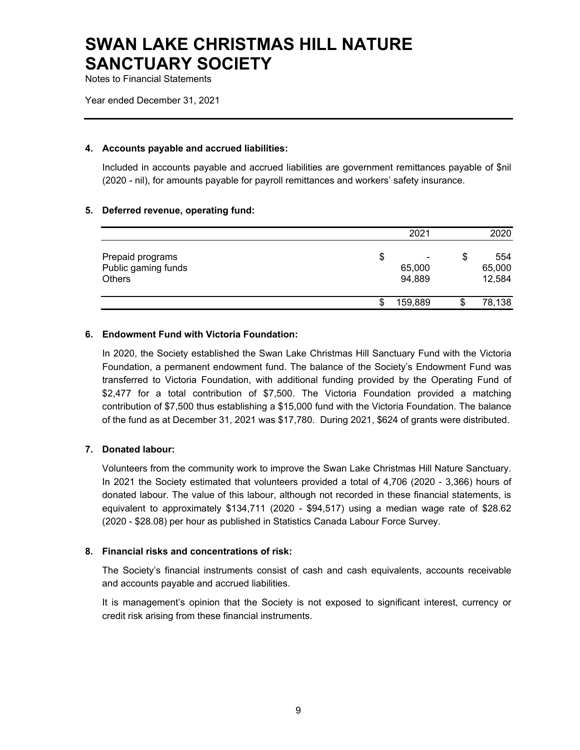# SWAN LAKE CHRISTMAS HILL NATURE SANCTUARY SOCIETY

Notes to Financial Statements

Year ended December 31, 2021

## 4. Accounts payable and accrued liabilities:

Included in accounts payable and accrued liabilities are government remittances payable of $nil (2020 - nil), for amounts payable for payroll remittances and workers' safety insurance.

## 5. Deferred revenue, operating fund:

| | 2021 | 2020 |
|---|---|---|
| Prepaid programs | $ - | $ 554 |
| Public gaming funds | 65,000 | 65,000 |
| Others | 94,889 | 12,584 |
| | $ 159,889 | $ 78,138 |

## 6. Endowment Fund with Victoria Foundation:

In 2020, the Society established the Swan Lake Christmas Hill Sanctuary Fund with the Victoria Foundation, a permanent endowment fund. The balance of the Society's Endowment Fund was transferred to Victoria Foundation, with additional funding provided by the Operating Fund of $2,477 for a total contribution of $7,500. The Victoria Foundation provided a matching contribution of $7,500 thus establishing a $15,000 fund with the Victoria Foundation. The balance of the fund as at December 31, 2021 was $17,780. During 2021, $624 of grants were distributed.

## 7. Donated labour:

Volunteers from the community work to improve the Swan Lake Christmas Hill Nature Sanctuary. In 2021 the Society estimated that volunteers provided a total of 4,706 (2020 - 3,366) hours of donated labour. The value of this labour, although not recorded in these financial statements, is equivalent to approximately $134,711 (2020 - $94,517) using a median wage rate of $28.62 (2020 - $28.08) per hour as published in Statistics Canada Labour Force Survey.

## 8. Financial risks and concentrations of risk:

The Society's financial instruments consist of cash and cash equivalents, accounts receivable and accounts payable and accrued liabilities.

It is management's opinion that the Society is not exposed to significant interest, currency or credit risk arising from these financial instruments.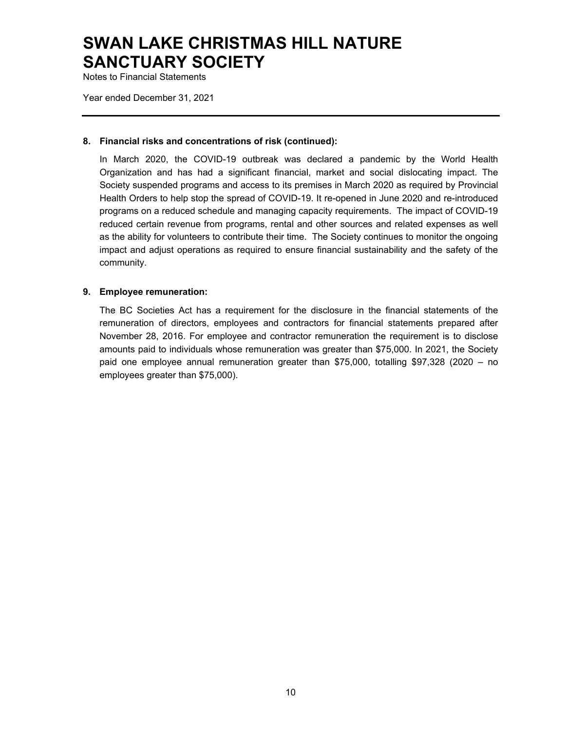# SWAN LAKE CHRISTMAS HILL NATURE SANCTUARY SOCIETY

Notes to Financial Statements

Year ended December 31, 2021

---

**8. Financial risks and concentrations of risk (continued):**

In March 2020, the COVID-19 outbreak was declared a pandemic by the World Health Organization and has had a significant financial, market and social dislocating impact. The Society suspended programs and access to its premises in March 2020 as required by Provincial Health Orders to help stop the spread of COVID-19. It re-opened in June 2020 and re-introduced programs on a reduced schedule and managing capacity requirements. The impact of COVID-19 reduced certain revenue from programs, rental and other sources and related expenses as well as the ability for volunteers to contribute their time. The Society continues to monitor the ongoing impact and adjust operations as required to ensure financial sustainability and the safety of the community.

**9. Employee remuneration:**

The BC Societies Act has a requirement for the disclosure in the financial statements of the remuneration of directors, employees and contractors for financial statements prepared after November 28, 2016. For employee and contractor remuneration the requirement is to disclose amounts paid to individuals whose remuneration was greater than $75,000. In 2021, the Society paid one employee annual remuneration greater than $75,000, totalling $97,328 (2020 – no employees greater than $75,000).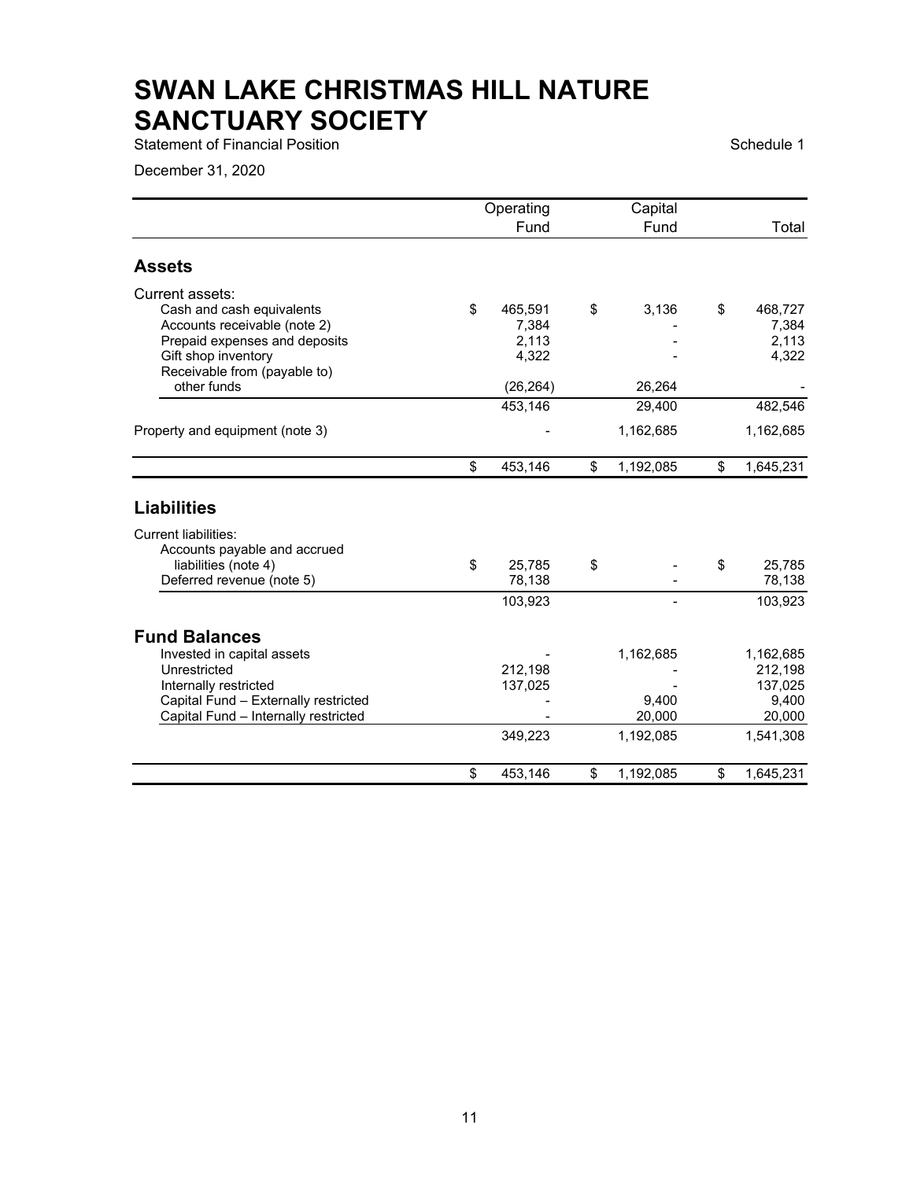# SWAN LAKE CHRISTMAS HILL NATURE SANCTUARY SOCIETY

Statement of Financial Position

Schedule 1

December 31, 2020

| | Operating Fund | Capital Fund | Total |
|---|---|---|---|
| **Assets** | | | |
| Current assets: | | | |
| Cash and cash equivalents | $ 465,591 | $ 3,136 | $ 468,727 |
| Accounts receivable (note 2) | 7,384 | - | 7,384 |
| Prepaid expenses and deposits | 2,113 | - | 2,113 |
| Gift shop inventory | 4,322 | - | 4,322 |
| Receivable from (payable to) other funds | (26,264) | 26,264 | - |
| | 453,146 | 29,400 | 482,546 |
| Property and equipment (note 3) | - | 1,162,685 | 1,162,685 |
| | $ 453,146 | $ 1,192,085 | $ 1,645,231 |
| **Liabilities** | | | |
| Current liabilities: | | | |
| Accounts payable and accrued liabilities (note 4) | $ 25,785 | $ - | $ 25,785 |
| Deferred revenue (note 5) | 78,138 | - | 78,138 |
| | 103,923 | - | 103,923 |
| **Fund Balances** | | | |
| Invested in capital assets | - | 1,162,685 | 1,162,685 |
| Unrestricted | 212,198 | - | 212,198 |
| Internally restricted | 137,025 | - | 137,025 |
| Capital Fund – Externally restricted | - | 9,400 | 9,400 |
| Capital Fund – Internally restricted | - | 20,000 | 20,000 |
| | 349,223 | 1,192,085 | 1,541,308 |
| | $ 453,146 | $ 1,192,085 | $ 1,645,231 |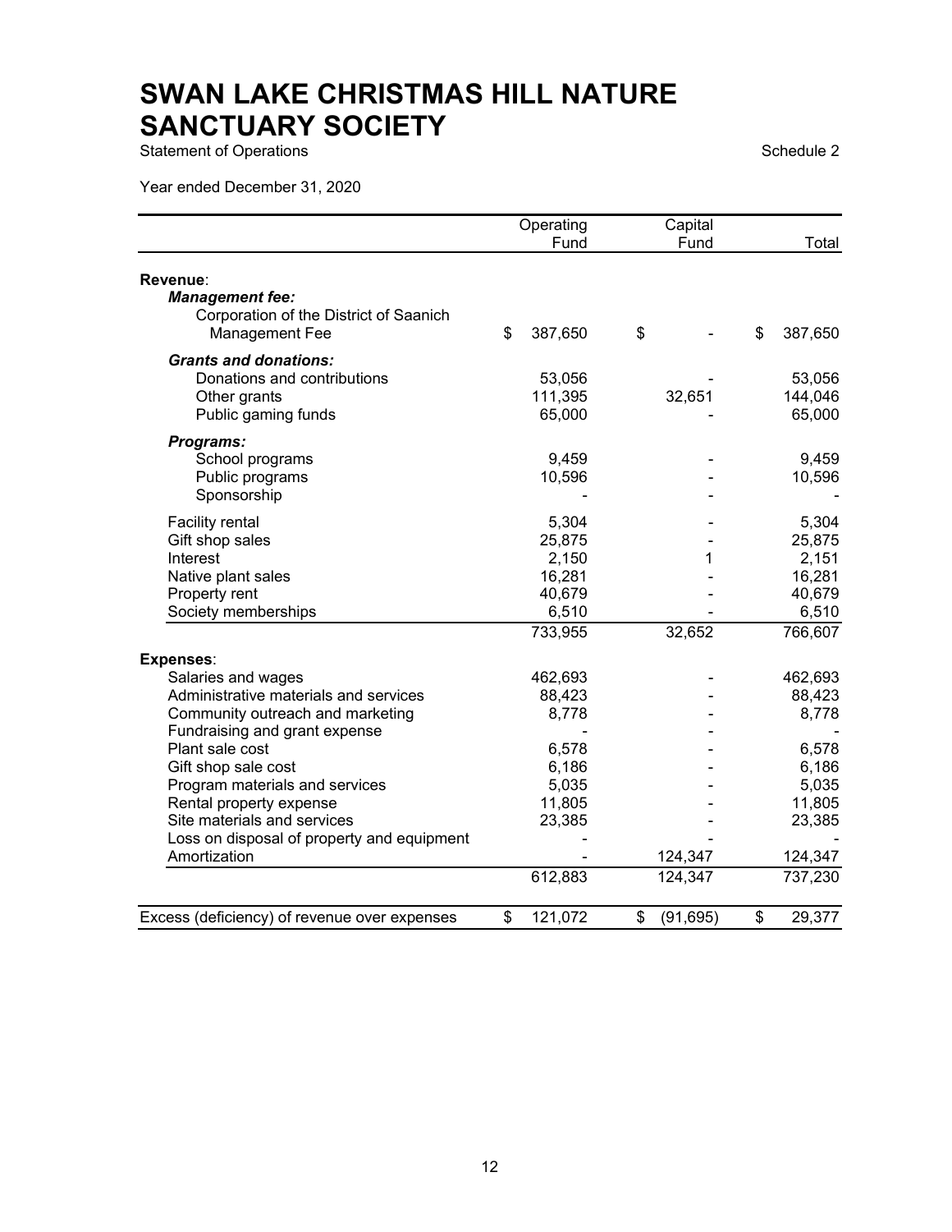# SWAN LAKE CHRISTMAS HILL NATURE SANCTUARY SOCIETY

Statement of Operations

Schedule 2

Year ended December 31, 2020

| | Operating Fund | Capital Fund | Total |
|---|---|---|---|
| **Revenue**: | | | |
| ***Management fee:*** | | | |
| Corporation of the District of Saanich Management Fee | $ 387,650 | $ - | $ 387,650 |
| ***Grants and donations:*** | | | |
| Donations and contributions | 53,056 | - | 53,056 |
| Other grants | 111,395 | 32,651 | 144,046 |
| Public gaming funds | 65,000 | - | 65,000 |
| ***Programs:*** | | | |
| School programs | 9,459 | - | 9,459 |
| Public programs | 10,596 | - | 10,596 |
| Sponsorship | - | - | - |
| Facility rental | 5,304 | - | 5,304 |
| Gift shop sales | 25,875 | - | 25,875 |
| Interest | 2,150 | 1 | 2,151 |
| Native plant sales | 16,281 | - | 16,281 |
| Property rent | 40,679 | - | 40,679 |
| Society memberships | 6,510 | - | 6,510 |
| | 733,955 | 32,652 | 766,607 |
| **Expenses**: | | | |
| Salaries and wages | 462,693 | - | 462,693 |
| Administrative materials and services | 88,423 | - | 88,423 |
| Community outreach and marketing | 8,778 | - | 8,778 |
| Fundraising and grant expense | - | - | - |
| Plant sale cost | 6,578 | - | 6,578 |
| Gift shop sale cost | 6,186 | - | 6,186 |
| Program materials and services | 5,035 | - | 5,035 |
| Rental property expense | 11,805 | - | 11,805 |
| Site materials and services | 23,385 | - | 23,385 |
| Loss on disposal of property and equipment | - | - | - |
| Amortization | - | 124,347 | 124,347 |
| | 612,883 | 124,347 | 737,230 |
| Excess (deficiency) of revenue over expenses | $ 121,072 | $ (91,695) | $ 29,377 |